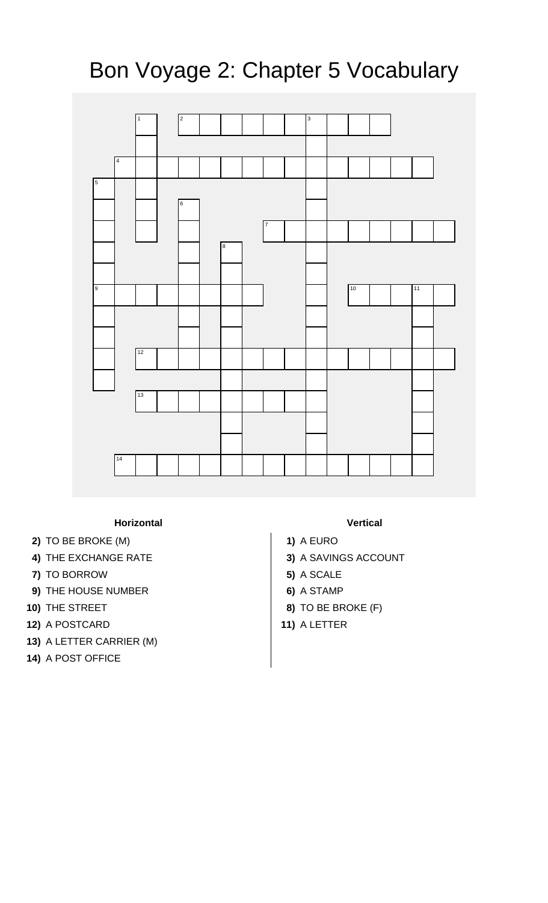# Bon Voyage 2: Chapter 5 Vocabulary

**Horizontal**

**2)** TO BE BROKE (M)

**4)** THE EXCHANGE RATE

**7)** TO BORROW

**9)** THE HOUSE NUMBER

**10)** THE STREET

**12)** A POSTCARD

**13)** A LETTER CARRIER (M)

**14)** A POST OFFICE

**Vertical**

**1)** A EURO

**3)** A SAVINGS ACCOUNT

**5)** A SCALE

**6)** A STAMP

**8)** TO BE BROKE (F)

**11)** A LETTER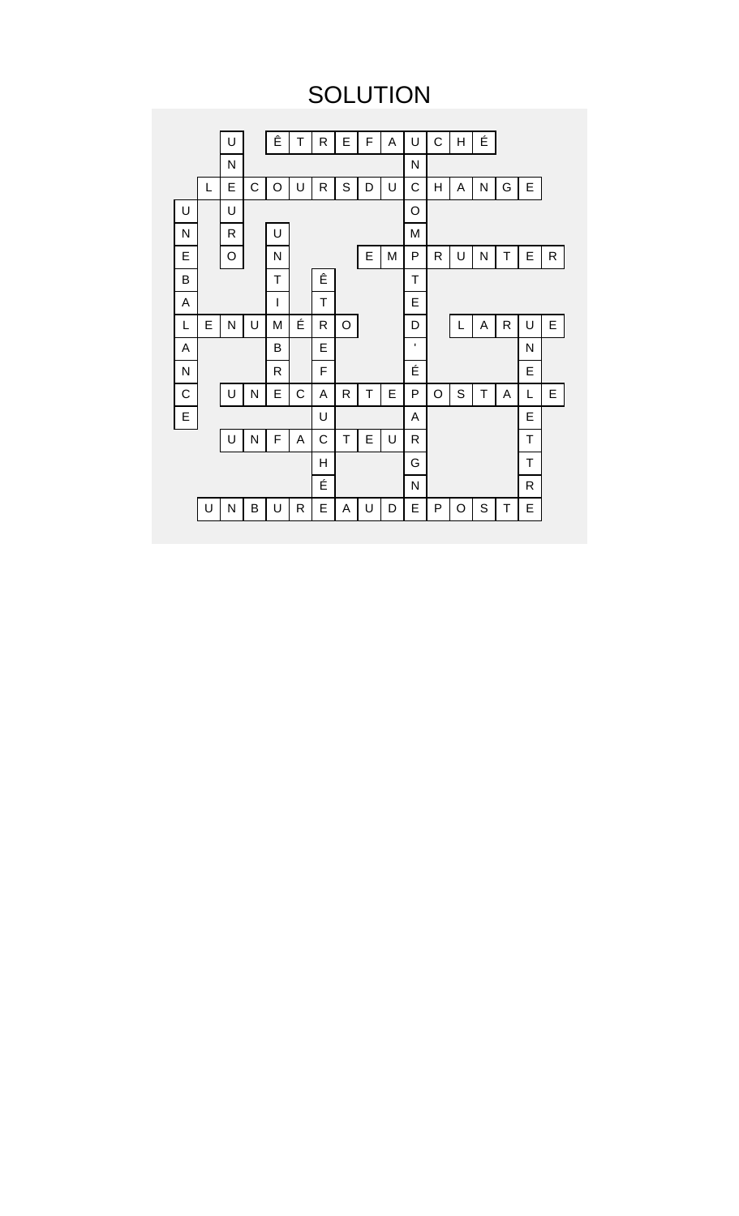# SOLUTION

| | | | | | | | | | | | | | | | | |
|---|---|---|---|---|---|---|---|---|---|---|---|---|---|---|---|---|
| | | U | | Ê | T | R | E | F | A | U | C | H | É | | | |
| | | N | | | | | | | | N | | | | | | |
| | L | E | C | O | U | R | S | D | U | C | H | A | N | G | E | |
| U | | U | | | | | | | | O | | | | | | |
| N | | R | | U | | | | | | M | | | | | | |
| E | | O | | N | | | | E | M | P | R | U | N | T | E | R |
| B | | | | T | | Ê | | | | T | | | | | | |
| A | | | | I | | T | | | | E | | | | | | |
| L | E | N | U | M | É | R | O | | | D | | L | A | R | U | E |
| A | | | | B | | E | | | | ' | | | | | N | |
| N | | | | R | | F | | | | É | | | | | E | |
| C | | U | N | E | C | A | R | T | E | P | O | S | T | A | L | E |
| E | | | | | | U | | | | A | | | | | E | |
| | | U | N | F | A | C | T | E | U | R | | | | | T | |
| | | | | | | H | | | | G | | | | | T | |
| | | | | | | É | | | | N | | | | | R | |
| | U | N | B | U | R | E | A | U | D | E | P | O | S | T | E | |